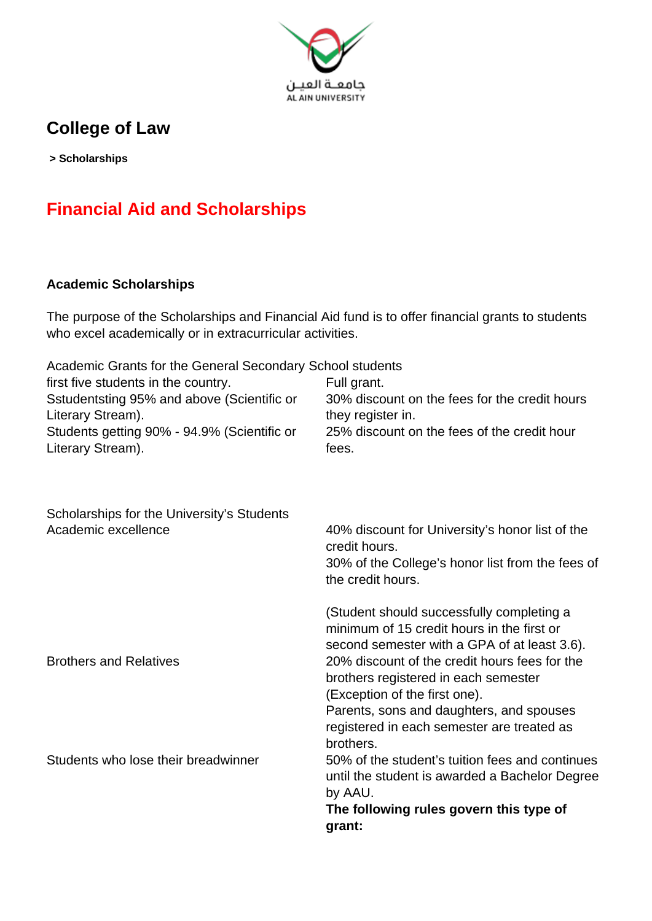جامعـة العيـن
AL AIN UNIVERSITY

## College of Law

**> Scholarships**

# Financial Aid and Scholarships

### Academic Scholarships

The purpose of the Scholarships and Financial Aid fund is to offer financial grants to students who excel academically or in extracurricular activities.

| Academic Grants for the General Secondary School students | |
|---|---|
| first five students in the country. | Full grant. |
| Sstudentsting 95% and above (Scientific or Literary Stream). | 30% discount on the fees for the credit hours they register in. |
| Students getting 90% - 94.9% (Scientific or Literary Stream). | 25% discount on the fees of the credit hour fees. |

| Scholarships for the University's Students | |
|---|---|
| Academic excellence | 40% discount for University's honor list of the credit hours.<br>30% of the College's honor list from the fees of the credit hours.<br><br>(Student should successfully completing a minimum of 15 credit hours in the first or second semester with a GPA of at least 3.6). |
| Brothers and Relatives | 20% discount of the credit hours fees for the brothers registered in each semester (Exception of the first one).<br>Parents, sons and daughters, and spouses registered in each semester are treated as brothers. |
| Students who lose their breadwinner | 50% of the student's tuition fees and continues until the student is awarded a Bachelor Degree by AAU.<br>**The following rules govern this type of grant:** |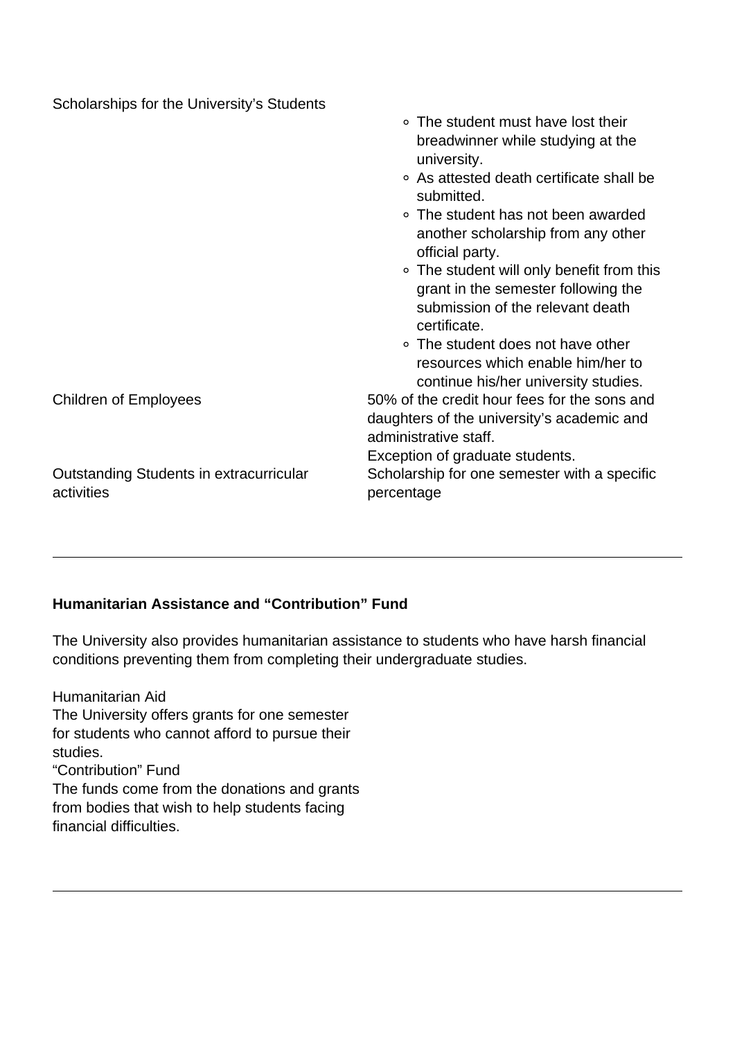| | |
|---|---|
| Scholarships for the University's Students | <ul><li>The student must have lost their breadwinner while studying at the university.</li><li>As attested death certificate shall be submitted.</li><li>The student has not been awarded another scholarship from any other official party.</li><li>The student will only benefit from this grant in the semester following the submission of the relevant death certificate.</li><li>The student does not have other resources which enable him/her to continue his/her university studies.</li></ul> |
| Children of Employees | 50% of the credit hour fees for the sons and daughters of the university's academic and administrative staff.<br>Exception of graduate students. |
| Outstanding Students in extracurricular activities | Scholarship for one semester with a specific percentage |

---

**Humanitarian Assistance and "Contribution" Fund**

The University also provides humanitarian assistance to students who have harsh financial conditions preventing them from completing their undergraduate studies.

Humanitarian Aid
The University offers grants for one semester for students who cannot afford to pursue their studies.
"Contribution" Fund
The funds come from the donations and grants from bodies that wish to help students facing financial difficulties.

---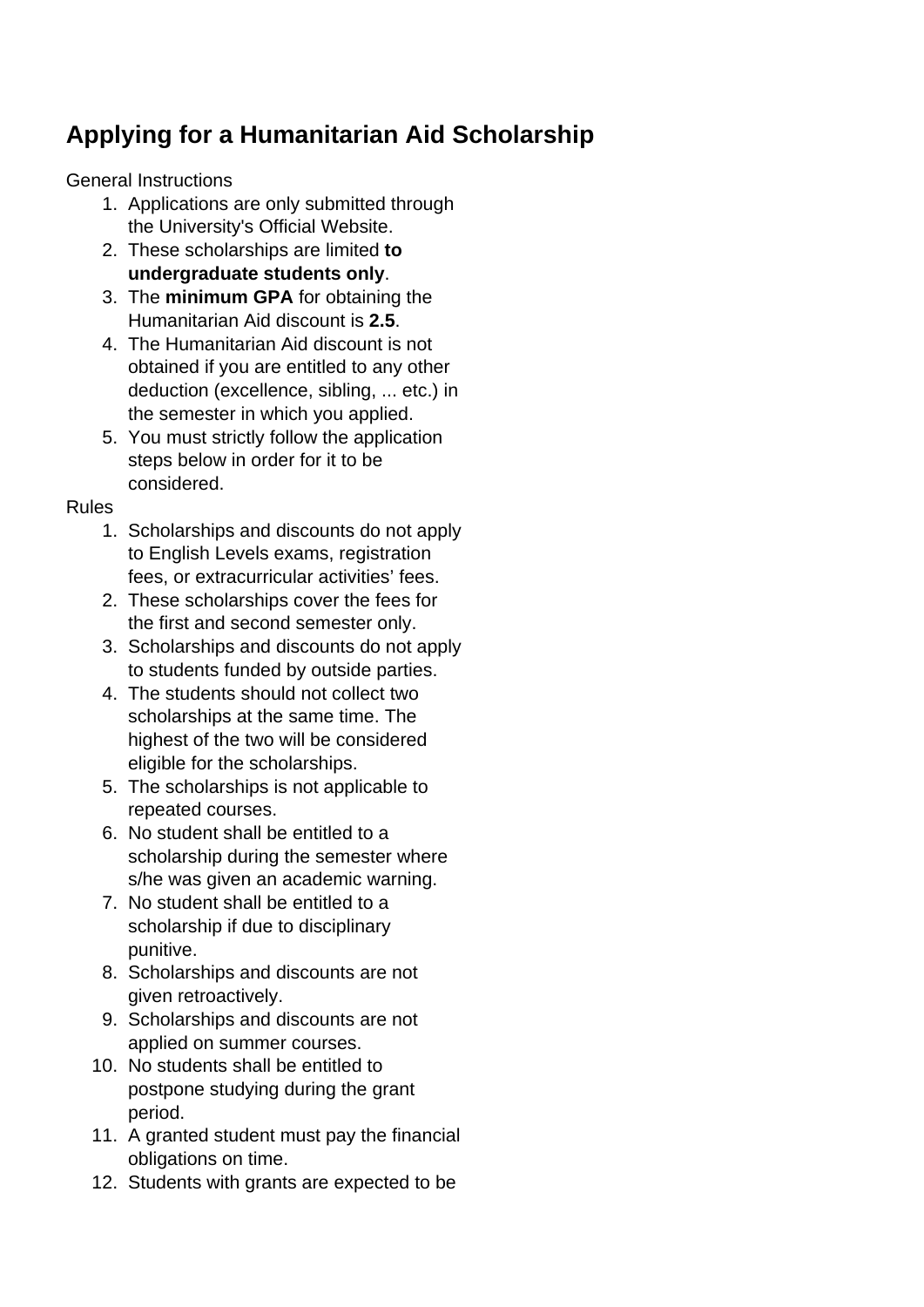## Applying for a Humanitarian Aid Scholarship

General Instructions

1. Applications are only submitted through the University's Official Website.
2. These scholarships are limited **to undergraduate students only**.
3. The **minimum GPA** for obtaining the Humanitarian Aid discount is **2.5**.
4. The Humanitarian Aid discount is not obtained if you are entitled to any other deduction (excellence, sibling, ... etc.) in the semester in which you applied.
5. You must strictly follow the application steps below in order for it to be considered.

Rules

1. Scholarships and discounts do not apply to English Levels exams, registration fees, or extracurricular activities' fees.
2. These scholarships cover the fees for the first and second semester only.
3. Scholarships and discounts do not apply to students funded by outside parties.
4. The students should not collect two scholarships at the same time. The highest of the two will be considered eligible for the scholarships.
5. The scholarships is not applicable to repeated courses.
6. No student shall be entitled to a scholarship during the semester where s/he was given an academic warning.
7. No student shall be entitled to a scholarship if due to disciplinary punitive.
8. Scholarships and discounts are not given retroactively.
9. Scholarships and discounts are not applied on summer courses.
10. No students shall be entitled to postpone studying during the grant period.
11. A granted student must pay the financial obligations on time.
12. Students with grants are expected to be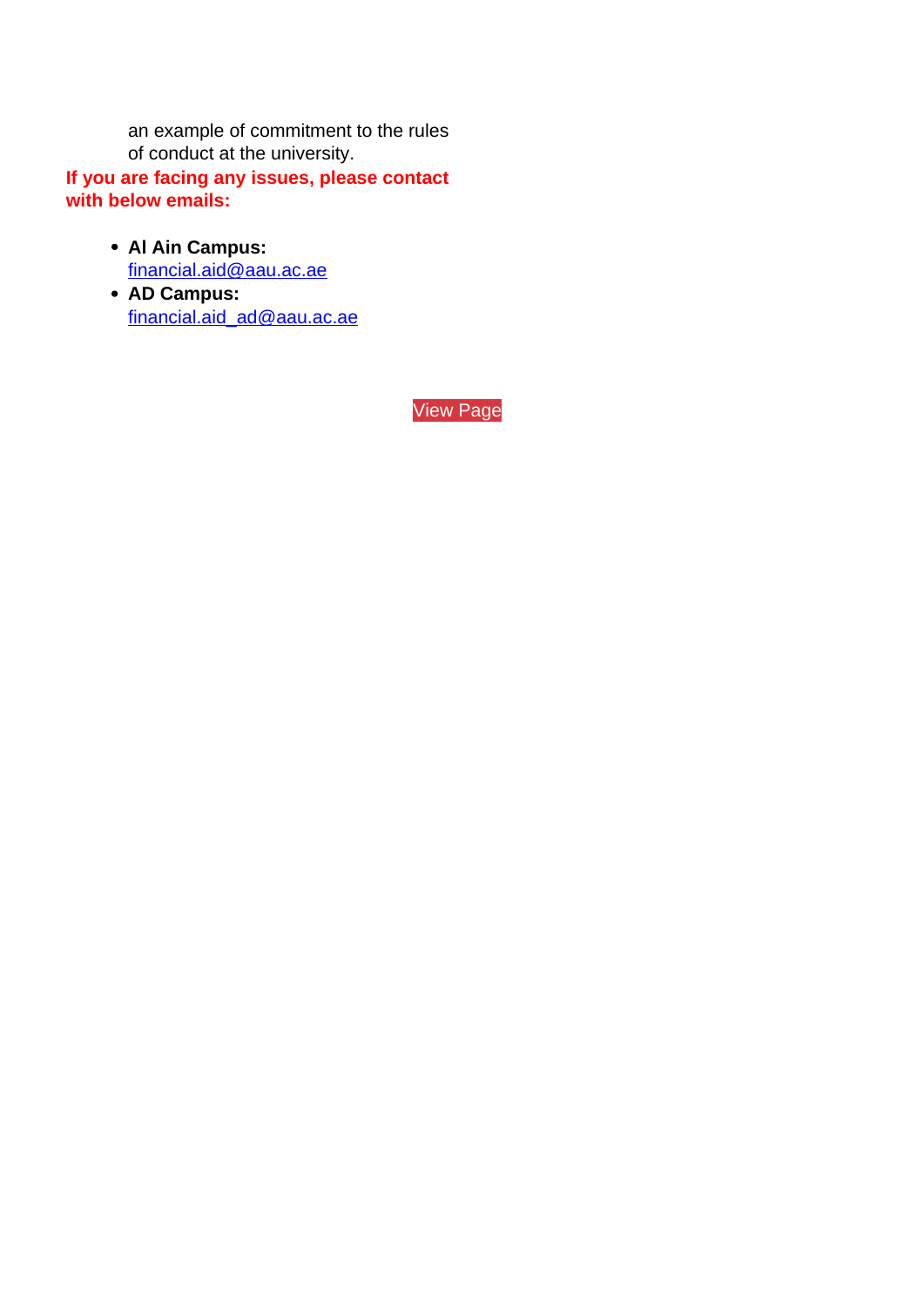an example of commitment to the rules of conduct at the university.

**If you are facing any issues, please contact with below emails:**

- **Al Ain Campus:** financial.aid@aau.ac.ae
- **AD Campus:** financial.aid_ad@aau.ac.ae

View Page